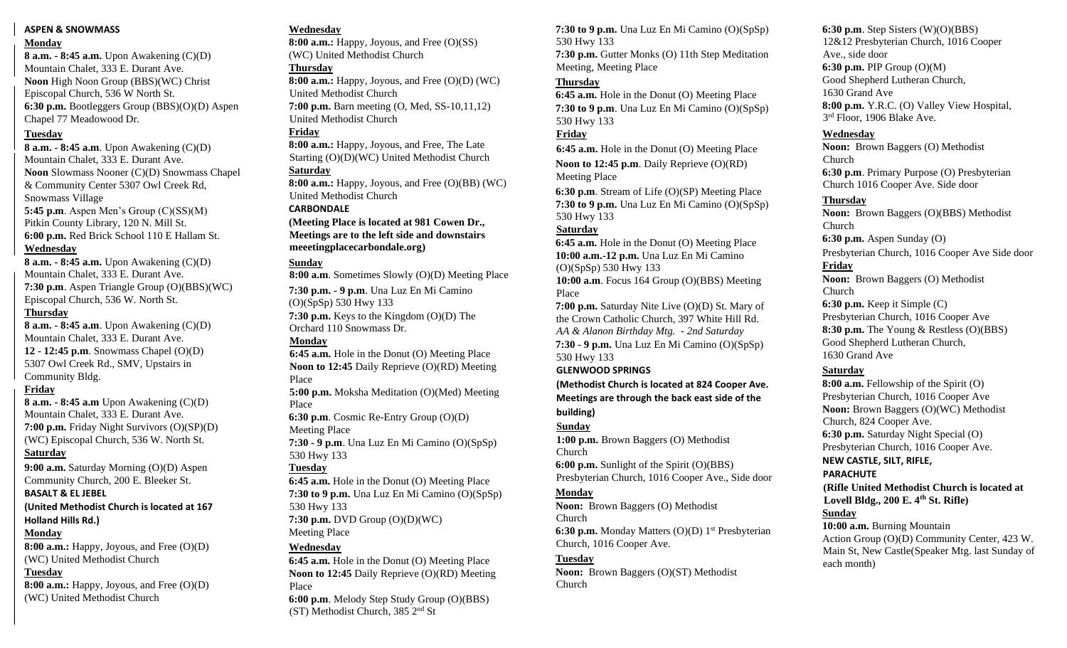## ASPEN & SNOWMASS

### Monday

**8 a.m. - 8:45 a.m.** Upon Awakening (C)(D) Mountain Chalet, 333 E. Durant Ave.
**Noon** High Noon Group (BBS)(WC) Christ Episcopal Church, 536 W North St.
**6:30 p.m.** Bootleggers Group (BBS)(O)(D) Aspen Chapel 77 Meadowood Dr.

### Tuesday

**8 a.m. - 8:45 a.m**. Upon Awakening (C)(D) Mountain Chalet, 333 E. Durant Ave.
**Noon** Slowmass Nooner (C)(D) Snowmass Chapel & Community Center 5307 Owl Creek Rd, Snowmass Village
**5:45 p.m**. Aspen Men's Group (C)(SS)(M) Pitkin County Library, 120 N. Mill St.
**6:00 p.m.** Red Brick School 110 E Hallam St.

### Wednesday

**8 a.m. - 8:45 a.m.** Upon Awakening (C)(D) Mountain Chalet, 333 E. Durant Ave.
**7:30 p.m**. Aspen Triangle Group (O)(BBS)(WC) Episcopal Church, 536 W. North St.

### Thursday

**8 a.m. - 8:45 a.m**. Upon Awakening (C)(D) Mountain Chalet, 333 E. Durant Ave.
**12 - 12:45 p.m**. Snowmass Chapel (O)(D) 5307 Owl Creek Rd., SMV, Upstairs in Community Bldg.

### Friday

**8 a.m. - 8:45 a.m** Upon Awakening (C)(D) Mountain Chalet, 333 E. Durant Ave.
**7:00 p.m.** Friday Night Survivors (O)(SP)(D) (WC) Episcopal Church, 536 W. North St.

### Saturday

**9:00 a.m.** Saturday Morning (O)(D) Aspen Community Church, 200 E. Bleeker St.

## BASALT & EL JEBEL

**(United Methodist Church is located at 167 Holland Hills Rd.)**

### Monday

**8:00 a.m.:** Happy, Joyous, and Free (O)(D) (WC) United Methodist Church

### Tuesday

**8:00 a.m.:** Happy, Joyous, and Free (O)(D) (WC) United Methodist Church

### Wednesday

**8:00 a.m.:** Happy, Joyous, and Free (O)(SS) (WC) United Methodist Church

### Thursday

**8:00 a.m.:** Happy, Joyous, and Free (O)(D) (WC) United Methodist Church
**7:00 p.m.** Barn meeting (O, Med, SS-10,11,12) United Methodist Church

### Friday

**8:00 a.m.:** Happy, Joyous, and Free, The Late Starting (O)(D)(WC) United Methodist Church

### Saturday

**8:00 a.m.:** Happy, Joyous, and Free (O)(BB) (WC) United Methodist Church

## CARBONDALE

**(Meeting Place is located at 981 Cowen Dr., Meetings are to the left side and downstairs meeetingplacecarbondale.org)**

### Sunday

**8:00 a.m**. Sometimes Slowly (O)(D) Meeting Place
**7:30 p.m. - 9 p.m**. Una Luz En Mi Camino (O)(SpSp) 530 Hwy 133
**7:30 p.m.** Keys to the Kingdom (O)(D) The Orchard 110 Snowmass Dr.

### Monday

**6:45 a.m.** Hole in the Donut (O) Meeting Place
**Noon to 12:45** Daily Reprieve (O)(RD) Meeting Place
**5:00 p.m.** Moksha Meditation (O)(Med) Meeting Place
**6:30 p.m**. Cosmic Re-Entry Group (O)(D) Meeting Place
**7:30 - 9 p.m**. Una Luz En Mi Camino (O)(SpSp) 530 Hwy 133

### Tuesday

**6:45 a.m.** Hole in the Donut (O) Meeting Place
**7:30 to 9 p.m.** Una Luz En Mi Camino (O)(SpSp) 530 Hwy 133
**7:30 p.m.** DVD Group (O)(D)(WC) Meeting Place

### Wednesday

**6:45 a.m.** Hole in the Donut (O) Meeting Place
**Noon to 12:45** Daily Reprieve (O)(RD) Meeting Place
**6:00 p.m**. Melody Step Study Group (O)(BBS) (ST) Methodist Church, 385 2nd St
**7:30 to 9 p.m.** Una Luz En Mi Camino (O)(SpSp) 530 Hwy 133
**7:30 p.m.** Gutter Monks (O) 11th Step Meditation Meeting, Meeting Place

### Thursday

**6:45 a.m.** Hole in the Donut (O) Meeting Place
**7:30 to 9 p.m**. Una Luz En Mi Camino (O)(SpSp) 530 Hwy 133

### Friday

**6:45 a.m.** Hole in the Donut (O) Meeting Place
**Noon to 12:45 p.m**. Daily Reprieve (O)(RD) Meeting Place
**6:30 p.m**. Stream of Life (O)(SP) Meeting Place
**7:30 to 9 p.m.** Una Luz En Mi Camino (O)(SpSp) 530 Hwy 133

### Saturday

**6:45 a.m.** Hole in the Donut (O) Meeting Place
**10:00 a.m.-12 p.m.** Una Luz En Mi Camino (O)(SpSp) 530 Hwy 133
**10:00 a.m**. Focus 164 Group (O)(BBS) Meeting Place
**7:00 p.m.** Saturday Nite Live (O)(D) St. Mary of the Crown Catholic Church, 397 White Hill Rd.
*AA & Alanon Birthday Mtg. - 2nd Saturday*
**7:30 - 9 p.m.** Una Luz En Mi Camino (O)(SpSp) 530 Hwy 133

## GLENWOOD SPRINGS

**(Methodist Church is located at 824 Cooper Ave. Meetings are through the back east side of the building)**

### Sunday

**1:00 p.m.** Brown Baggers (O) Methodist Church
**6:00 p.m.** Sunlight of the Spirit (O)(BBS) Presbyterian Church, 1016 Cooper Ave., Side door

### Monday

**Noon:** Brown Baggers (O) Methodist Church
**6:30 p.m.** Monday Matters (O)(D) 1st Presbyterian Church, 1016 Cooper Ave.

### Tuesday

**Noon:** Brown Baggers (O)(ST) Methodist Church
**6:30 p.m**. Step Sisters (W)(O)(BBS) 12&12 Presbyterian Church, 1016 Cooper Ave., side door
**6:30 p.m.** PIP Group (O)(M) Good Shepherd Lutheran Church, 1630 Grand Ave
**8:00 p.m.** Y.R.C. (O) Valley View Hospital, 3rd Floor, 1906 Blake Ave.

### Wednesday

**Noon:** Brown Baggers (O) Methodist Church
**6:30 p.m**. Primary Purpose (O) Presbyterian Church 1016 Cooper Ave. Side door

### Thursday

**Noon:** Brown Baggers (O)(BBS) Methodist Church
**6:30 p.m.** Aspen Sunday (O) Presbyterian Church, 1016 Cooper Ave Side door

### Friday

**Noon:** Brown Baggers (O) Methodist Church
**6:30 p.m.** Keep it Simple (C) Presbyterian Church, 1016 Cooper Ave
**8:30 p.m.** The Young & Restless (O)(BBS) Good Shepherd Lutheran Church, 1630 Grand Ave

### Saturday

**8:00 a.m.** Fellowship of the Spirit (O) Presbyterian Church, 1016 Cooper Ave
**Noon:** Brown Baggers (O)(WC) Methodist Church, 824 Cooper Ave.
**6:30 p.m.** Saturday Night Special (O) Presbyterian Church, 1016 Cooper Ave.

## NEW CASTLE, SILT, RIFLE, PARACHUTE

**(Rifle United Methodist Church is located at Lovell Bldg., 200 E. 4th St. Rifle)**

### Sunday

**10:00 a.m.** Burning Mountain Action Group (O)(D) Community Center, 423 W. Main St, New Castle(Speaker Mtg. last Sunday of each month)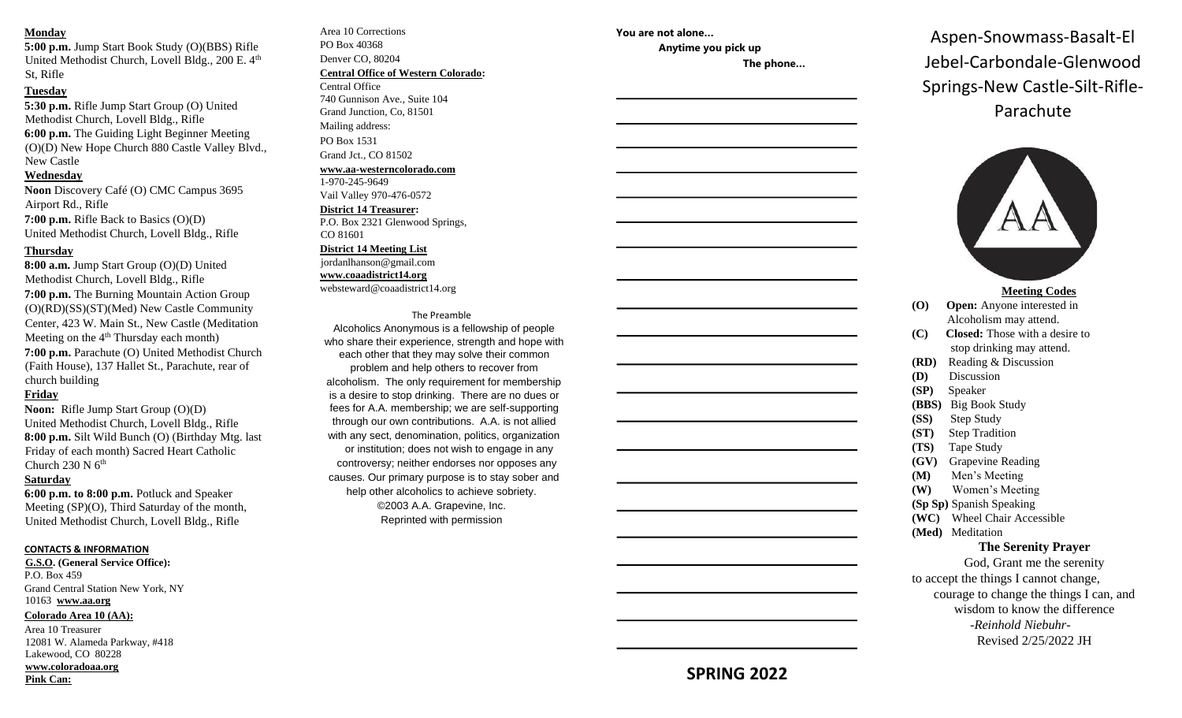**Monday**

**5:00 p.m.** Jump Start Book Study (O)(BBS) Rifle United Methodist Church, Lovell Bldg., 200 E. 4th St, Rifle

**Tuesday**

**5:30 p.m.** Rifle Jump Start Group (O) United Methodist Church, Lovell Bldg., Rifle

**6:00 p.m.** The Guiding Light Beginner Meeting (O)(D) New Hope Church 880 Castle Valley Blvd., New Castle

**Wednesday**

**Noon** Discovery Café (O) CMC Campus 3695 Airport Rd., Rifle

**7:00 p.m.** Rifle Back to Basics (O)(D) United Methodist Church, Lovell Bldg., Rifle

**Thursday**

**8:00 a.m.** Jump Start Group (O)(D) United Methodist Church, Lovell Bldg., Rifle

**7:00 p.m.** The Burning Mountain Action Group (O)(RD)(SS)(ST)(Med) New Castle Community Center, 423 W. Main St., New Castle (Meditation Meeting on the 4th Thursday each month)

**7:00 p.m.** Parachute (O) United Methodist Church (Faith House), 137 Hallet St., Parachute, rear of church building

**Friday**

**Noon:** Rifle Jump Start Group (O)(D) United Methodist Church, Lovell Bldg., Rifle

**8:00 p.m.** Silt Wild Bunch (O) (Birthday Mtg. last Friday of each month) Sacred Heart Catholic Church 230 N 6th

**Saturday**

**6:00 p.m. to 8:00 p.m.** Potluck and Speaker Meeting (SP)(O), Third Saturday of the month, United Methodist Church, Lovell Bldg., Rifle

**CONTACTS & INFORMATION**

**G.S.O. (General Service Office):**
P.O. Box 459
Grand Central Station New York, NY 10163 **www.aa.org**

**Colorado Area 10 (AA):**
Area 10 Treasurer
12081 W. Alameda Parkway, #418
Lakewood, CO 80228
**www.coloradoaa.org**

**Pink Can:**
Area 10 Corrections
PO Box 40368
Denver CO, 80204

**Central Office of Western Colorado:**
Central Office
740 Gunnison Ave., Suite 104
Grand Junction, Co, 81501
Mailing address:
PO Box 1531
Grand Jct., CO 81502
**www.aa-westerncolorado.com**
1-970-245-9649
Vail Valley 970-476-0572

**District 14 Treasurer:**
P.O. Box 2321 Glenwood Springs, CO 81601

**District 14 Meeting List**
jordanlhanson@gmail.com
**www.coaadistrict14.org**
websteward@coaadistrict14.org

The Preamble

Alcoholics Anonymous is a fellowship of people who share their experience, strength and hope with each other that they may solve their common problem and help others to recover from alcoholism. The only requirement for membership is a desire to stop drinking. There are no dues or fees for A.A. membership; we are self-supporting through our own contributions. A.A. is not allied with any sect, denomination, politics, organization or institution; does not wish to engage in any controversy; neither endorses nor opposes any causes. Our primary purpose is to stay sober and help other alcoholics to achieve sobriety.
©2003 A.A. Grapevine, Inc.
Reprinted with permission

**You are not alone…**
**Anytime you pick up**
**The phone…**

______________________________
______________________________
______________________________
______________________________
______________________________
______________________________
______________________________
______________________________
______________________________
______________________________
______________________________
______________________________
______________________________
______________________________
______________________________
______________________________
______________________________
______________________________
______________________________
______________________________
______________________________

**SPRING 2022**

# Aspen-Snowmass-Basalt-El Jebel-Carbondale-Glenwood Springs-New Castle-Silt-Rifle-Parachute

**Meeting Codes**

- **(O)** **Open:** Anyone interested in Alcoholism may attend.
- **(C)** **Closed:** Those with a desire to stop drinking may attend.
- **(RD)** Reading & Discussion
- **(D)** Discussion
- **(SP)** Speaker
- **(BBS)** Big Book Study
- **(SS)** Step Study
- **(ST)** Step Tradition
- **(TS)** Tape Study
- **(GV)** Grapevine Reading
- **(M)** Men's Meeting
- **(W)** Women's Meeting
- **(Sp Sp)** Spanish Speaking
- **(WC)** Wheel Chair Accessible
- **(Med)** Meditation

**The Serenity Prayer**

God, Grant me the serenity
to accept the things I cannot change,
courage to change the things I can, and
wisdom to know the difference
*-Reinhold Niebuhr-*

Revised 2/25/2022 JH